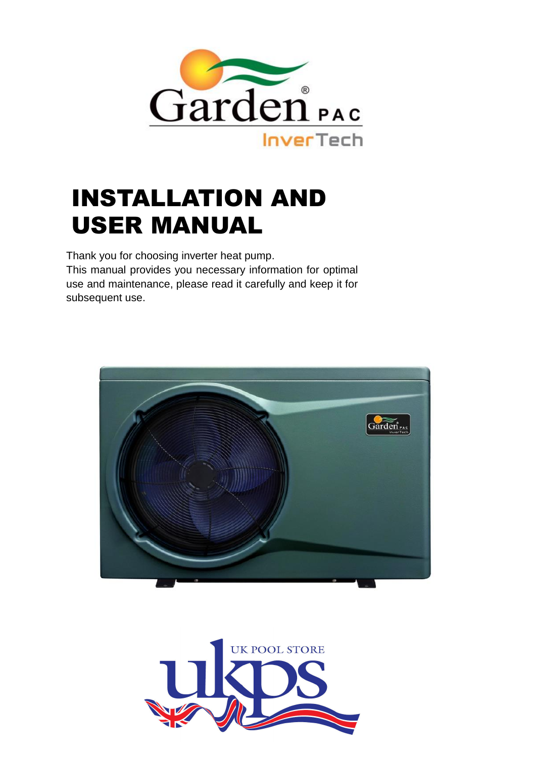Garden® PAC InverTech

# INSTALLATION AND USER MANUAL

Thank you for choosing inverter heat pump.
This manual provides you necessary information for optimal use and maintenance, please read it carefully and keep it for subsequent use.

UK POOL STORE
ukps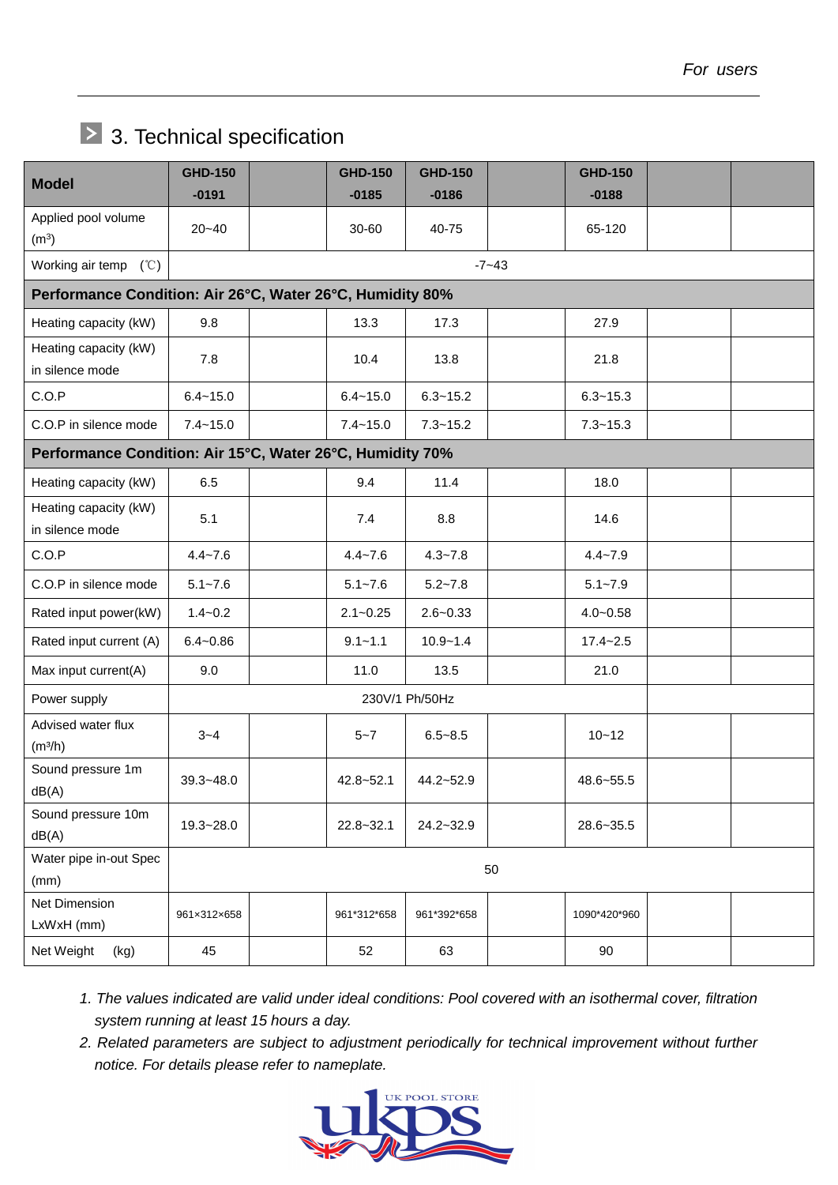## 3. Technical specification

| Model | GHD-150-0191 | | GHD-150-0185 | GHD-150-0186 | | GHD-150-0188 | | |
|---|---|---|---|---|---|---|---|---|
| Applied pool volume ($m^3$) | 20~40 | | 30-60 | 40-75 | | 65-120 | | |
| Working air temp (℃) | -7~43 | | | | | | | |
| **Performance Condition: Air 26°C, Water 26°C, Humidity 80%** | | | | | | | | |
| Heating capacity (kW) | 9.8 | | 13.3 | 17.3 | | 27.9 | | |
| Heating capacity (kW) in silence mode | 7.8 | | 10.4 | 13.8 | | 21.8 | | |
| C.O.P | 6.4~15.0 | | 6.4~15.0 | 6.3~15.2 | | 6.3~15.3 | | |
| C.O.P in silence mode | 7.4~15.0 | | 7.4~15.0 | 7.3~15.2 | | 7.3~15.3 | | |
| **Performance Condition: Air 15°C, Water 26°C, Humidity 70%** | | | | | | | | |
| Heating capacity (kW) | 6.5 | | 9.4 | 11.4 | | 18.0 | | |
| Heating capacity (kW) in silence mode | 5.1 | | 7.4 | 8.8 | | 14.6 | | |
| C.O.P | 4.4~7.6 | | 4.4~7.6 | 4.3~7.8 | | 4.4~7.9 | | |
| C.O.P in silence mode | 5.1~7.6 | | 5.1~7.6 | 5.2~7.8 | | 5.1~7.9 | | |
| Rated input power(kW) | 1.4~0.2 | | 2.1~0.25 | 2.6~0.33 | | 4.0~0.58 | | |
| Rated input current (A) | 6.4~0.86 | | 9.1~1.1 | 10.9~1.4 | | 17.4~2.5 | | |
| Max input current(A) | 9.0 | | 11.0 | 13.5 | | 21.0 | | |
| Power supply | 230V/1 Ph/50Hz | | | | | | | |
| Advised water flux ($m^3$/h) | 3~4 | | 5~7 | 6.5~8.5 | | 10~12 | | |
| Sound pressure 1m dB(A) | 39.3~48.0 | | 42.8~52.1 | 44.2~52.9 | | 48.6~55.5 | | |
| Sound pressure 10m dB(A) | 19.3~28.0 | | 22.8~32.1 | 24.2~32.9 | | 28.6~35.5 | | |
| Water pipe in-out Spec (mm) | 50 | | | | | | | |
| Net Dimension LxWxH (mm) | 961×312×658 | | 961*312*658 | 961*392*658 | | 1090*420*960 | | |
| Net Weight (kg) | 45 | | 52 | 63 | | 90 | | |

1. *The values indicated are valid under ideal conditions: Pool covered with an isothermal cover, filtration system running at least 15 hours a day.*
2. *Related parameters are subject to adjustment periodically for technical improvement without further notice. For details please refer to nameplate.*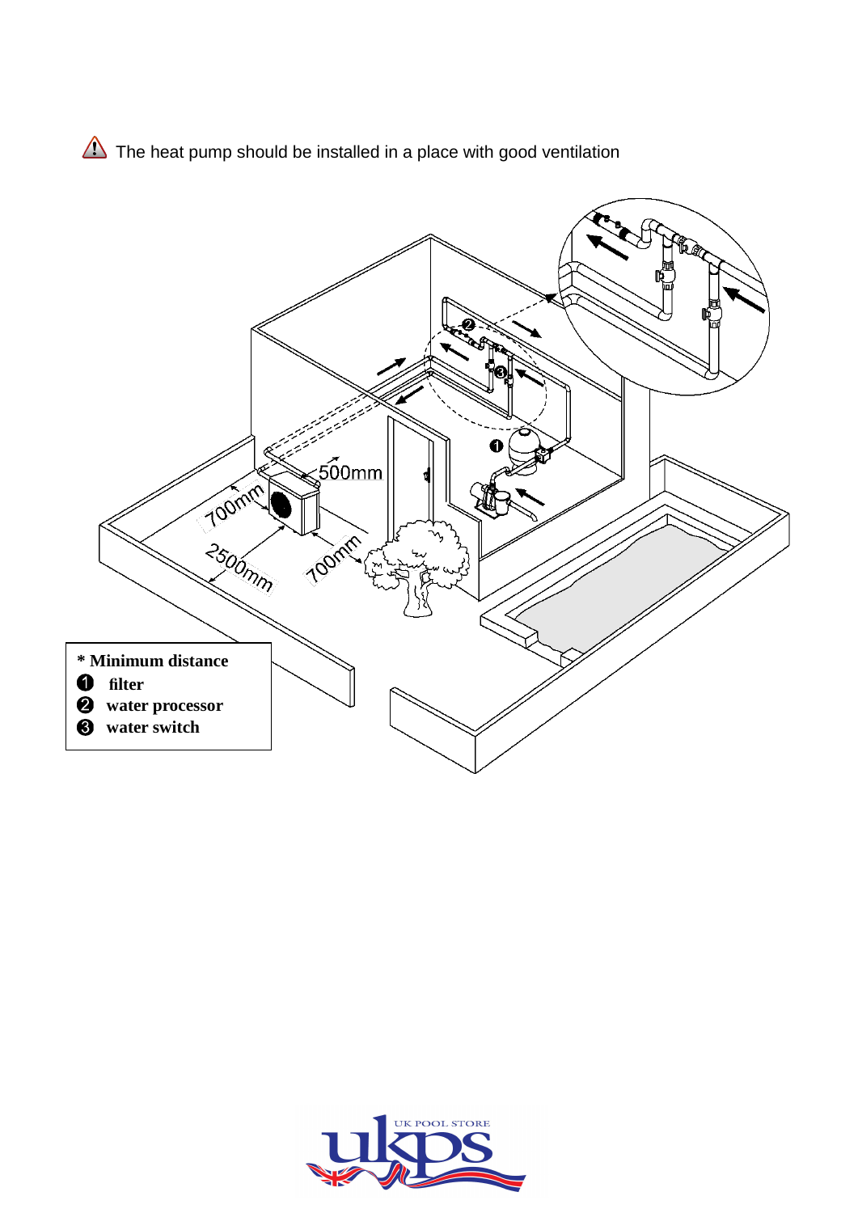⚠ The heat pump should be installed in a place with good ventilation

700mm

500mm

2500mm

700mm

**\* Minimum distance**

**❶ filter**

**❷ water processor**

**❸ water switch**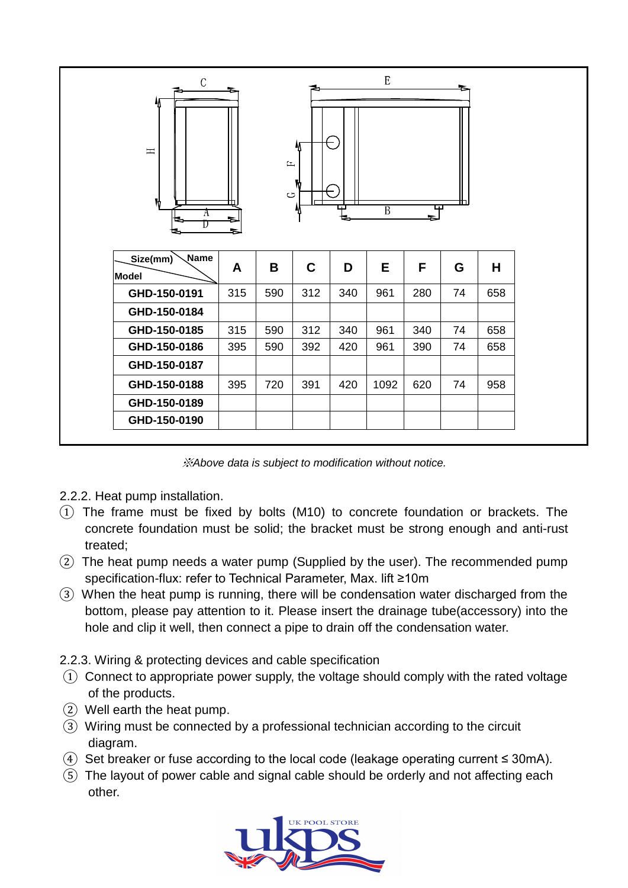| Size(mm) Name / Model | A | B | C | D | E | F | G | H |
|---|---|---|---|---|---|---|---|---|
| GHD-150-0191 | 315 | 590 | 312 | 340 | 961 | 280 | 74 | 658 |
| GHD-150-0184 | | | | | | | | |
| GHD-150-0185 | 315 | 590 | 312 | 340 | 961 | 340 | 74 | 658 |
| GHD-150-0186 | 395 | 590 | 392 | 420 | 961 | 390 | 74 | 658 |
| GHD-150-0187 | | | | | | | | |
| GHD-150-0188 | 395 | 720 | 391 | 420 | 1092 | 620 | 74 | 958 |
| GHD-150-0189 | | | | | | | | |
| GHD-150-0190 | | | | | | | | |

*※Above data is subject to modification without notice.*

2.2.2. Heat pump installation.

① The frame must be fixed by bolts (M10) to concrete foundation or brackets. The concrete foundation must be solid; the bracket must be strong enough and anti-rust treated;

② The heat pump needs a water pump (Supplied by the user). The recommended pump specification-flux: refer to Technical Parameter, Max. lift ≥10m

③ When the heat pump is running, there will be condensation water discharged from the bottom, please pay attention to it. Please insert the drainage tube(accessory) into the hole and clip it well, then connect a pipe to drain off the condensation water.

2.2.3. Wiring & protecting devices and cable specification

① Connect to appropriate power supply, the voltage should comply with the rated voltage of the products.

② Well earth the heat pump.

③ Wiring must be connected by a professional technician according to the circuit diagram.

④ Set breaker or fuse according to the local code (leakage operating current ≤ 30mA).

⑤ The layout of power cable and signal cable should be orderly and not affecting each other.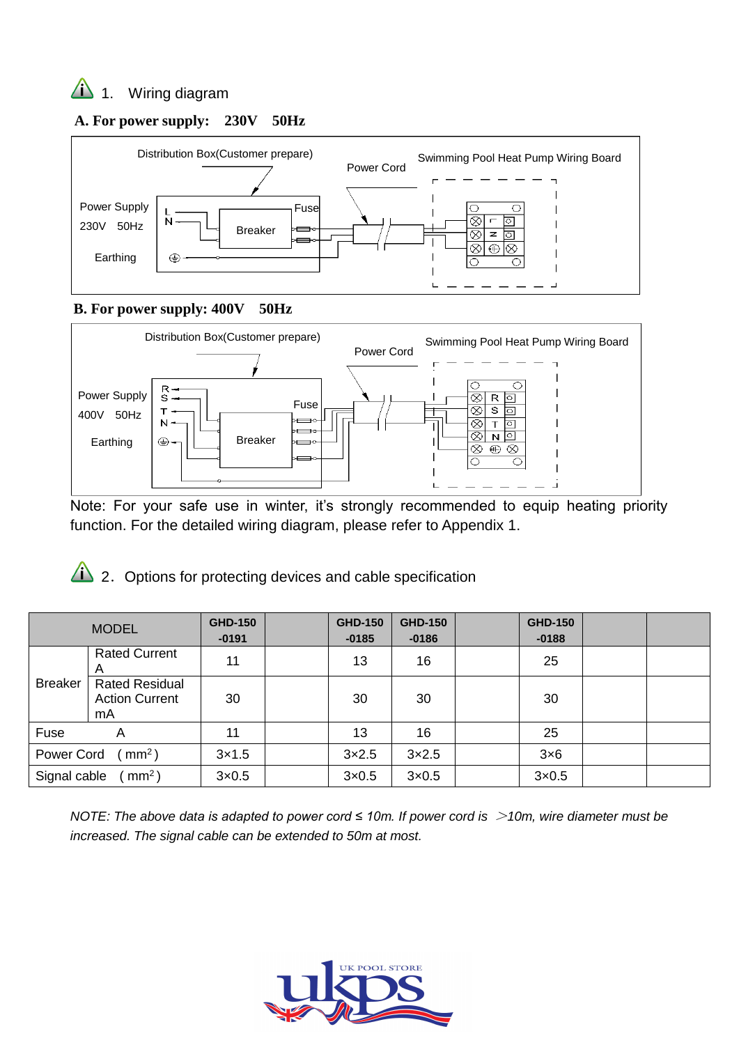## 1. Wiring diagram

**A. For power supply: 230V 50Hz**

Distribution Box(Customer prepare)

Power Cord

Swimming Pool Heat Pump Wiring Board

Power Supply

230V 50Hz

Earthing

L

N

Fuse

Breaker

**B. For power supply: 400V 50Hz**

Distribution Box(Customer prepare)

Power Cord

Swimming Pool Heat Pump Wiring Board

Power Supply

400V 50Hz

Earthing

R

S

T

N

Fuse

Breaker

Note: For your safe use in winter, it's strongly recommended to equip heating priority function. For the detailed wiring diagram, please refer to Appendix 1.

## 2. Options for protecting devices and cable specification

| MODEL | | GHD-150 -0191 | | GHD-150 -0185 | GHD-150 -0186 | | GHD-150 -0188 | | |
|---|---|---|---|---|---|---|---|---|---|
| Breaker | Rated Current A | 11 | | 13 | 16 | | 25 | | |
| | Rated Residual Action Current mA | 30 | | 30 | 30 | | 30 | | |
| Fuse | A | 11 | | 13 | 16 | | 25 | | |
| Power Cord | ( $mm^2$ ) | 3×1.5 | | 3×2.5 | 3×2.5 | | 3×6 | | |
| Signal cable | ( $mm^2$ ) | 3×0.5 | | 3×0.5 | 3×0.5 | | 3×0.5 | | |

*NOTE: The above data is adapted to power cord ≤ 10m. If power cord is ＞10m, wire diameter must be increased. The signal cable can be extended to 50m at most.*